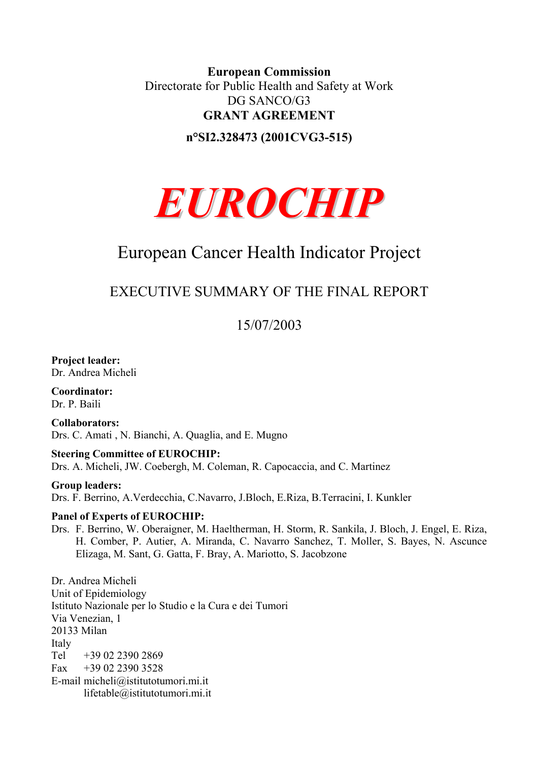**European Commission**
Directorate for Public Health and Safety at Work
DG SANCO/G3
**GRANT AGREEMENT**

**n°SI2.328473 (2001CVG3-515)**

# *EUROCHIP*

## European Cancer Health Indicator Project

## EXECUTIVE SUMMARY OF THE FINAL REPORT

15/07/2003

**Project leader:**
Dr. Andrea Micheli

**Coordinator:**
Dr. P. Baili

**Collaborators:**
Drs. C. Amati , N. Bianchi, A. Quaglia, and E. Mugno

**Steering Committee of EUROCHIP:**
Drs. A. Micheli, JW. Coebergh, M. Coleman, R. Capocaccia, and C. Martinez

**Group leaders:**
Drs. F. Berrino, A.Verdecchia, C.Navarro, J.Bloch, E.Riza, B.Terracini, I. Kunkler

**Panel of Experts of EUROCHIP:**
Drs. F. Berrino, W. Oberaigner, M. Haeltherman, H. Storm, R. Sankila, J. Bloch, J. Engel, E. Riza, H. Comber, P. Autier, A. Miranda, C. Navarro Sanchez, T. Moller, S. Bayes, N. Ascunce Elizaga, M. Sant, G. Gatta, F. Bray, A. Mariotto, S. Jacobzone

Dr. Andrea Micheli
Unit of Epidemiology
Istituto Nazionale per lo Studio e la Cura e dei Tumori
Via Venezian, 1
20133 Milan
Italy
Tel +39 02 2390 2869
Fax +39 02 2390 3528
E-mail micheli@istitutotumori.mi.it
lifetable@istitutotumori.mi.it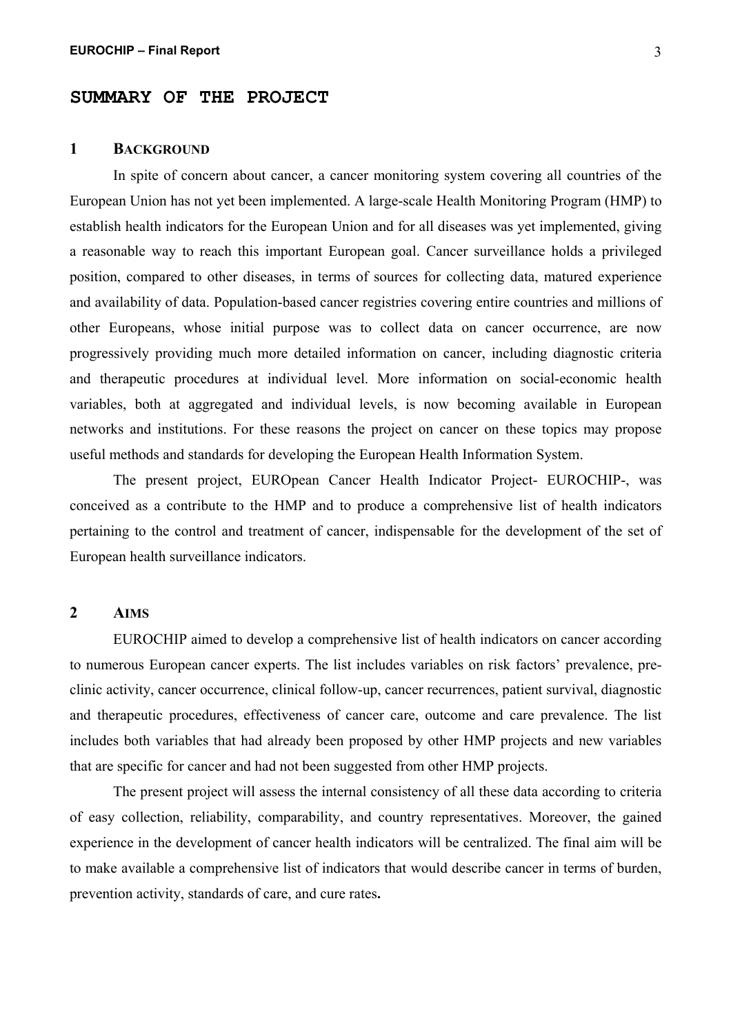# SUMMARY OF THE PROJECT

## 1 BACKGROUND

In spite of concern about cancer, a cancer monitoring system covering all countries of the European Union has not yet been implemented. A large-scale Health Monitoring Program (HMP) to establish health indicators for the European Union and for all diseases was yet implemented, giving a reasonable way to reach this important European goal. Cancer surveillance holds a privileged position, compared to other diseases, in terms of sources for collecting data, matured experience and availability of data. Population-based cancer registries covering entire countries and millions of other Europeans, whose initial purpose was to collect data on cancer occurrence, are now progressively providing much more detailed information on cancer, including diagnostic criteria and therapeutic procedures at individual level. More information on social-economic health variables, both at aggregated and individual levels, is now becoming available in European networks and institutions. For these reasons the project on cancer on these topics may propose useful methods and standards for developing the European Health Information System.

The present project, EUROpean Cancer Health Indicator Project- EUROCHIP-, was conceived as a contribute to the HMP and to produce a comprehensive list of health indicators pertaining to the control and treatment of cancer, indispensable for the development of the set of European health surveillance indicators.

## 2 AIMS

EUROCHIP aimed to develop a comprehensive list of health indicators on cancer according to numerous European cancer experts. The list includes variables on risk factors' prevalence, pre-clinic activity, cancer occurrence, clinical follow-up, cancer recurrences, patient survival, diagnostic and therapeutic procedures, effectiveness of cancer care, outcome and care prevalence. The list includes both variables that had already been proposed by other HMP projects and new variables that are specific for cancer and had not been suggested from other HMP projects.

The present project will assess the internal consistency of all these data according to criteria of easy collection, reliability, comparability, and country representatives. Moreover, the gained experience in the development of cancer health indicators will be centralized. The final aim will be to make available a comprehensive list of indicators that would describe cancer in terms of burden, prevention activity, standards of care, and cure rates**.**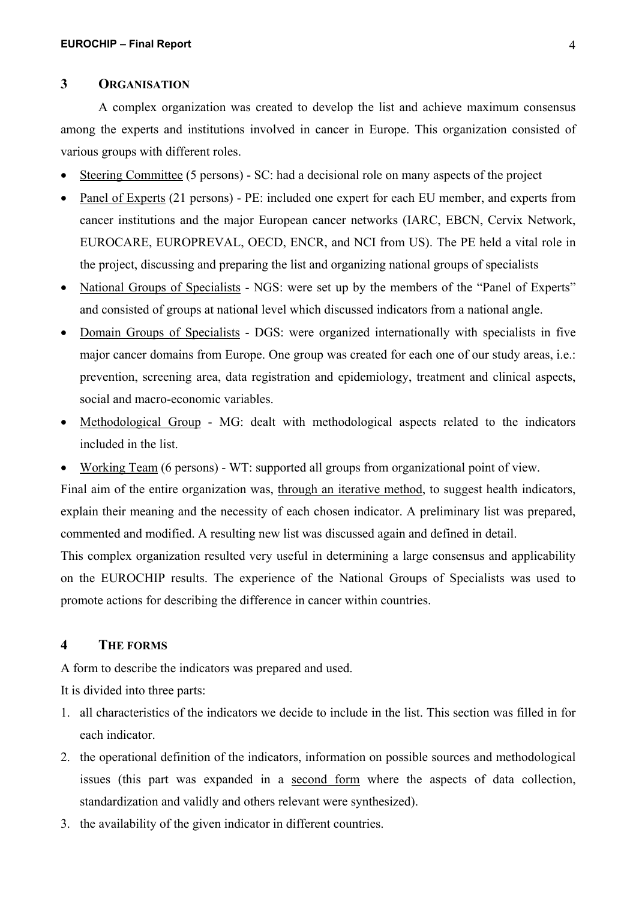## 3 ORGANISATION

A complex organization was created to develop the list and achieve maximum consensus among the experts and institutions involved in cancer in Europe. This organization consisted of various groups with different roles.

- Steering Committee (5 persons) - SC: had a decisional role on many aspects of the project
- Panel of Experts (21 persons) - PE: included one expert for each EU member, and experts from cancer institutions and the major European cancer networks (IARC, EBCN, Cervix Network, EUROCARE, EUROPREVAL, OECD, ENCR, and NCI from US). The PE held a vital role in the project, discussing and preparing the list and organizing national groups of specialists
- National Groups of Specialists - NGS: were set up by the members of the "Panel of Experts" and consisted of groups at national level which discussed indicators from a national angle.
- Domain Groups of Specialists - DGS: were organized internationally with specialists in five major cancer domains from Europe. One group was created for each one of our study areas, i.e.: prevention, screening area, data registration and epidemiology, treatment and clinical aspects, social and macro-economic variables.
- Methodological Group - MG: dealt with methodological aspects related to the indicators included in the list.
- Working Team (6 persons) - WT: supported all groups from organizational point of view.

Final aim of the entire organization was, through an iterative method, to suggest health indicators, explain their meaning and the necessity of each chosen indicator. A preliminary list was prepared, commented and modified. A resulting new list was discussed again and defined in detail.

This complex organization resulted very useful in determining a large consensus and applicability on the EUROCHIP results. The experience of the National Groups of Specialists was used to promote actions for describing the difference in cancer within countries.

## 4 THE FORMS

A form to describe the indicators was prepared and used.

It is divided into three parts:

1. all characteristics of the indicators we decide to include in the list. This section was filled in for each indicator.
2. the operational definition of the indicators, information on possible sources and methodological issues (this part was expanded in a second form where the aspects of data collection, standardization and validly and others relevant were synthesized).
3. the availability of the given indicator in different countries.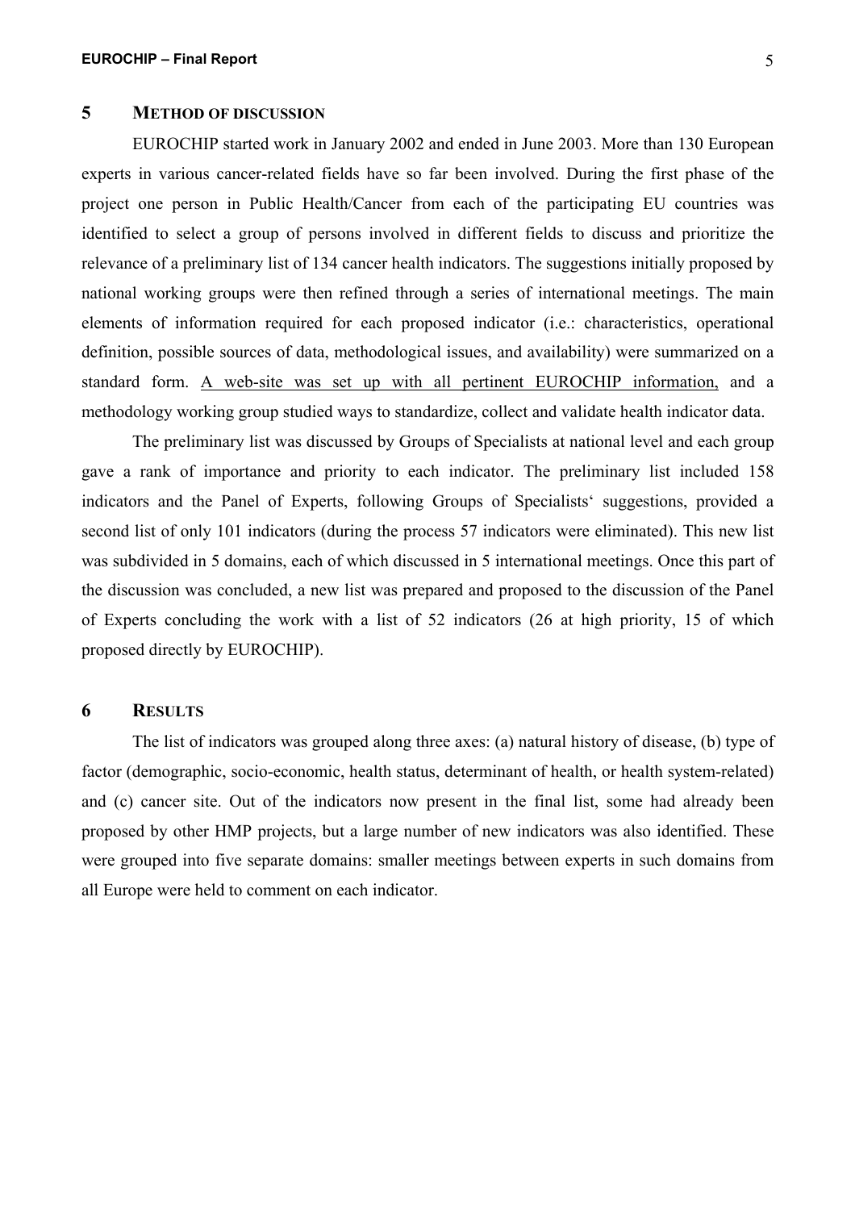## 5 METHOD OF DISCUSSION

EUROCHIP started work in January 2002 and ended in June 2003. More than 130 European experts in various cancer-related fields have so far been involved. During the first phase of the project one person in Public Health/Cancer from each of the participating EU countries was identified to select a group of persons involved in different fields to discuss and prioritize the relevance of a preliminary list of 134 cancer health indicators. The suggestions initially proposed by national working groups were then refined through a series of international meetings. The main elements of information required for each proposed indicator (i.e.: characteristics, operational definition, possible sources of data, methodological issues, and availability) were summarized on a standard form. A web-site was set up with all pertinent EUROCHIP information, and a methodology working group studied ways to standardize, collect and validate health indicator data.

The preliminary list was discussed by Groups of Specialists at national level and each group gave a rank of importance and priority to each indicator. The preliminary list included 158 indicators and the Panel of Experts, following Groups of Specialists' suggestions, provided a second list of only 101 indicators (during the process 57 indicators were eliminated). This new list was subdivided in 5 domains, each of which discussed in 5 international meetings. Once this part of the discussion was concluded, a new list was prepared and proposed to the discussion of the Panel of Experts concluding the work with a list of 52 indicators (26 at high priority, 15 of which proposed directly by EUROCHIP).

## 6 RESULTS

The list of indicators was grouped along three axes: (a) natural history of disease, (b) type of factor (demographic, socio-economic, health status, determinant of health, or health system-related) and (c) cancer site. Out of the indicators now present in the final list, some had already been proposed by other HMP projects, but a large number of new indicators was also identified. These were grouped into five separate domains: smaller meetings between experts in such domains from all Europe were held to comment on each indicator.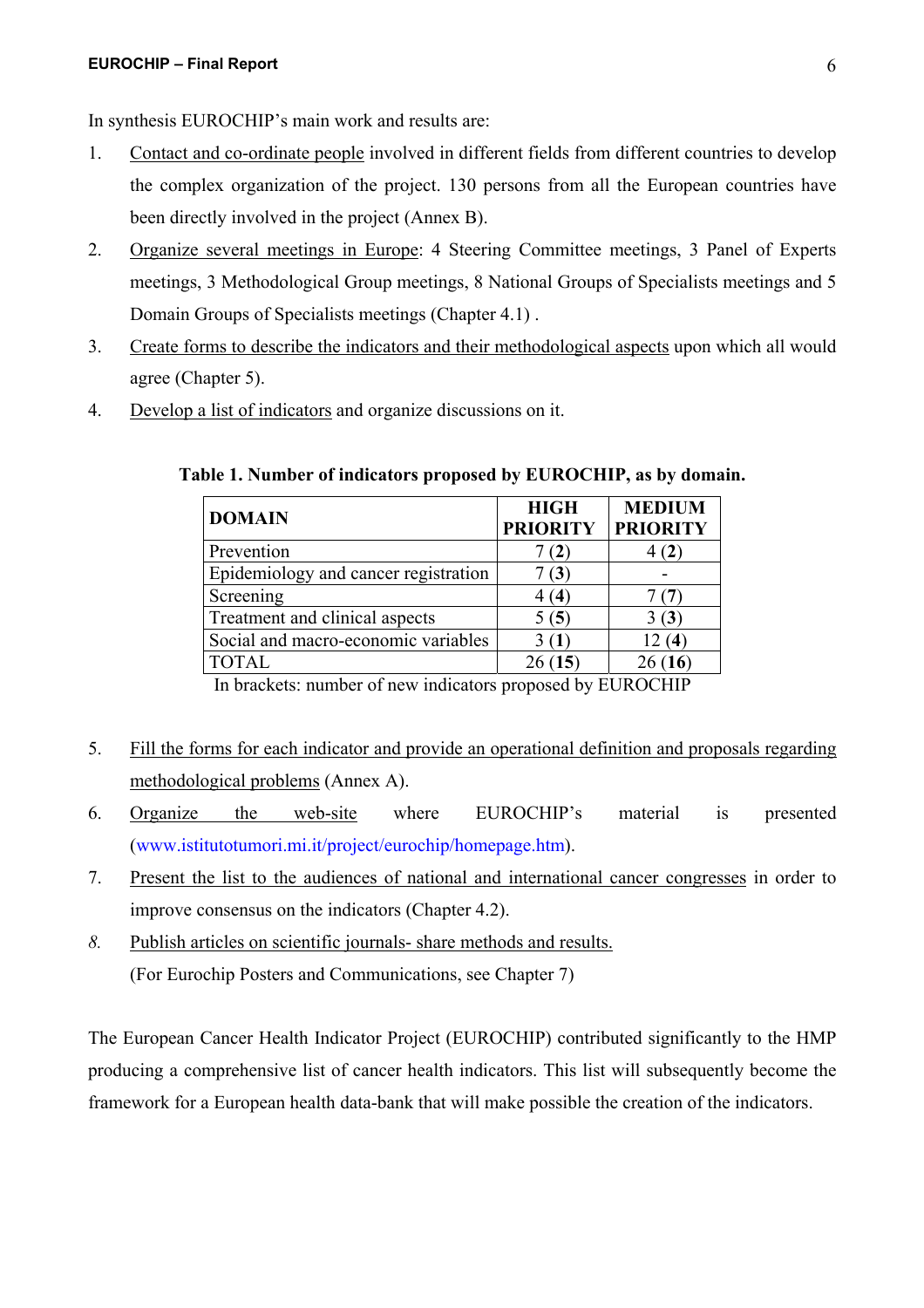In synthesis EUROCHIP's main work and results are:

1. Contact and co-ordinate people involved in different fields from different countries to develop the complex organization of the project. 130 persons from all the European countries have been directly involved in the project (Annex B).
2. Organize several meetings in Europe: 4 Steering Committee meetings, 3 Panel of Experts meetings, 3 Methodological Group meetings, 8 National Groups of Specialists meetings and 5 Domain Groups of Specialists meetings (Chapter 4.1) .
3. Create forms to describe the indicators and their methodological aspects upon which all would agree (Chapter 5).
4. Develop a list of indicators and organize discussions on it.

**Table 1. Number of indicators proposed by EUROCHIP, as by domain.**

| DOMAIN | HIGH PRIORITY | MEDIUM PRIORITY |
|---|---|---|
| Prevention | 7 (**2**) | 4 (**2**) |
| Epidemiology and cancer registration | 7 (**3**) | - |
| Screening | 4 (**4**) | 7 (**7**) |
| Treatment and clinical aspects | 5 (**5**) | 3 (**3**) |
| Social and macro-economic variables | 3 (**1**) | 12 (**4**) |
| TOTAL | 26 (**15**) | 26 (**16**) |

In brackets: number of new indicators proposed by EUROCHIP

5. Fill the forms for each indicator and provide an operational definition and proposals regarding methodological problems (Annex A).
6. Organize the web-site where EUROCHIP's material is presented (www.istitutotumori.mi.it/project/eurochip/homepage.htm).
7. Present the list to the audiences of national and international cancer congresses in order to improve consensus on the indicators (Chapter 4.2).
8. Publish articles on scientific journals- share methods and results.
   (For Eurochip Posters and Communications, see Chapter 7)

The European Cancer Health Indicator Project (EUROCHIP) contributed significantly to the HMP producing a comprehensive list of cancer health indicators. This list will subsequently become the framework for a European health data-bank that will make possible the creation of the indicators.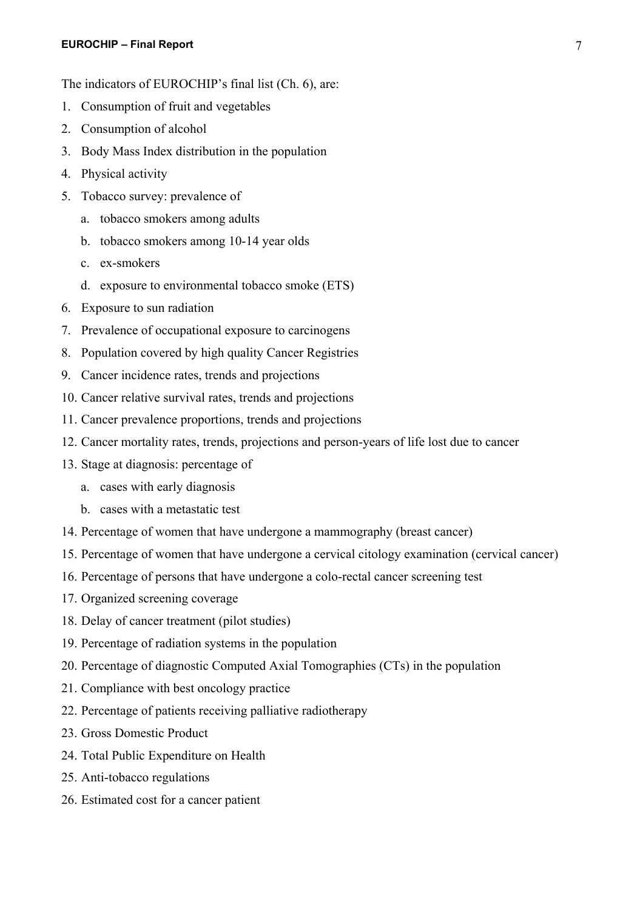The indicators of EUROCHIP's final list (Ch. 6), are:

1. Consumption of fruit and vegetables
2. Consumption of alcohol
3. Body Mass Index distribution in the population
4. Physical activity
5. Tobacco survey: prevalence of
    a. tobacco smokers among adults
    b. tobacco smokers among 10-14 year olds
    c. ex-smokers
    d. exposure to environmental tobacco smoke (ETS)
6. Exposure to sun radiation
7. Prevalence of occupational exposure to carcinogens
8. Population covered by high quality Cancer Registries
9. Cancer incidence rates, trends and projections
10. Cancer relative survival rates, trends and projections
11. Cancer prevalence proportions, trends and projections
12. Cancer mortality rates, trends, projections and person-years of life lost due to cancer
13. Stage at diagnosis: percentage of
    a. cases with early diagnosis
    b. cases with a metastatic test
14. Percentage of women that have undergone a mammography (breast cancer)
15. Percentage of women that have undergone a cervical citology examination (cervical cancer)
16. Percentage of persons that have undergone a colo-rectal cancer screening test
17. Organized screening coverage
18. Delay of cancer treatment (pilot studies)
19. Percentage of radiation systems in the population
20. Percentage of diagnostic Computed Axial Tomographies (CTs) in the population
21. Compliance with best oncology practice
22. Percentage of patients receiving palliative radiotherapy
23. Gross Domestic Product
24. Total Public Expenditure on Health
25. Anti-tobacco regulations
26. Estimated cost for a cancer patient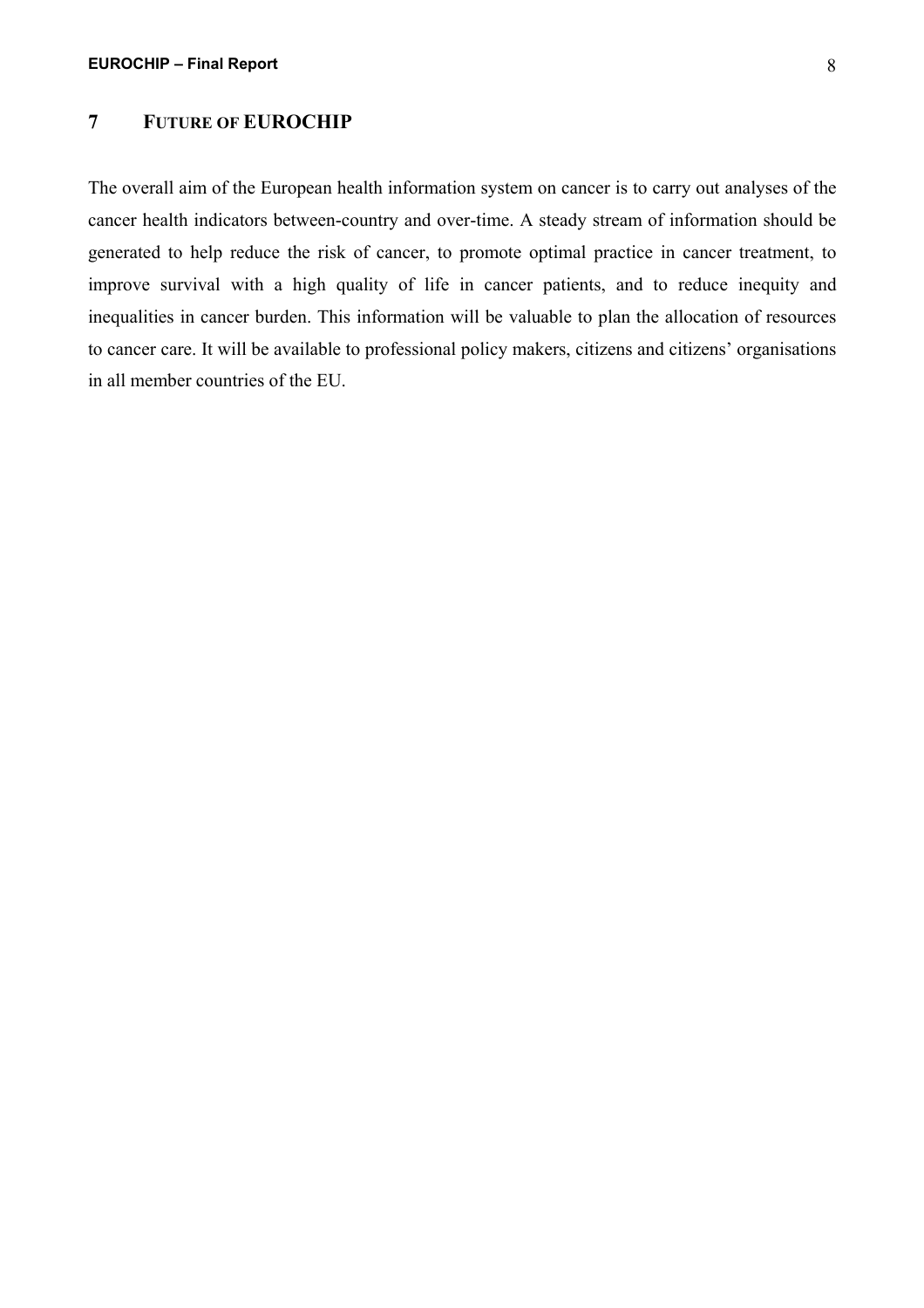# 7 FUTURE OF EUROCHIP

The overall aim of the European health information system on cancer is to carry out analyses of the cancer health indicators between-country and over-time. A steady stream of information should be generated to help reduce the risk of cancer, to promote optimal practice in cancer treatment, to improve survival with a high quality of life in cancer patients, and to reduce inequity and inequalities in cancer burden. This information will be valuable to plan the allocation of resources to cancer care. It will be available to professional policy makers, citizens and citizens' organisations in all member countries of the EU.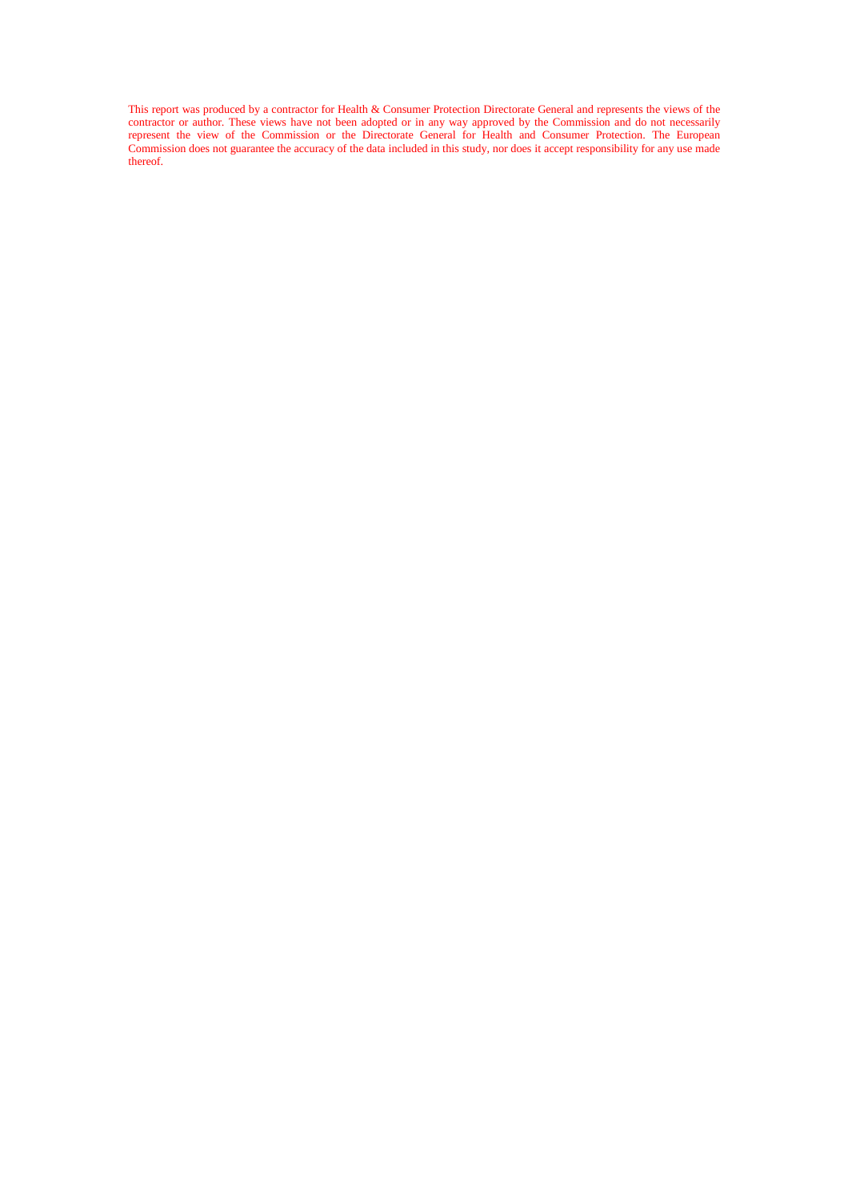This report was produced by a contractor for Health & Consumer Protection Directorate General and represents the views of the contractor or author. These views have not been adopted or in any way approved by the Commission and do not necessarily represent the view of the Commission or the Directorate General for Health and Consumer Protection. The European Commission does not guarantee the accuracy of the data included in this study, nor does it accept responsibility for any use made thereof.